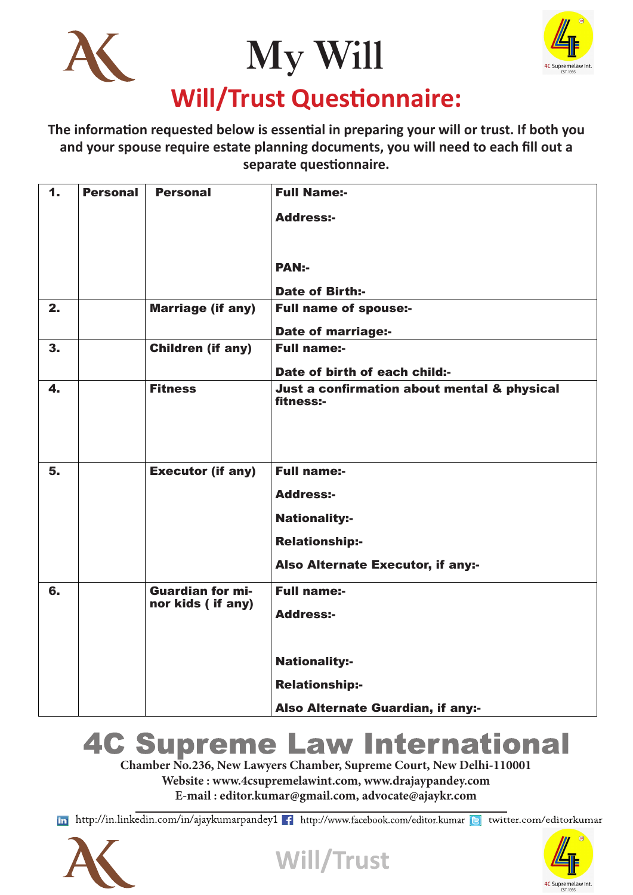# My Will

## Will/Trust Questionnaire:

**The information requested below is essential in preparing your will or trust. If both you and your spouse require estate planning documents, you will need to each fill out a separate questionnaire.**

| 1. | Personal | Personal | Full Name:- <br><br> Address:- <br><br> PAN:- <br><br> Date of Birth:- |
|---|---|---|---|
| 2. | | Marriage (if any) | Full name of spouse:- <br><br> Date of marriage:- |
| 3. | | Children (if any) | Full name:- <br><br> Date of birth of each child:- |
| 4. | | Fitness | Just a confirmation about mental & physical fitness:- |
| 5. | | Executor (if any) | Full name:- <br><br> Address:- <br><br> Nationality:- <br><br> Relationship:- <br><br> Also Alternate Executor, if any:- |
| 6. | | Guardian for minor kids ( if any) | Full name:- <br><br> Address:- <br><br> Nationality:- <br><br> Relationship:- <br><br> Also Alternate Guardian, if any:- |

# 4C Supreme Law International

**Chamber No.236, New Lawyers Chamber, Supreme Court, New Delhi-110001**
**Website : www.4csupremelawint.com, www.drajaypandey.com**
**E-mail : editor.kumar@gmail.com, advocate@ajaykr.com**

http://in.linkedin.com/in/ajaykumarpandey1 http://www.facebook.com/editor.kumar twitter.com/editorkumar

Will/Trust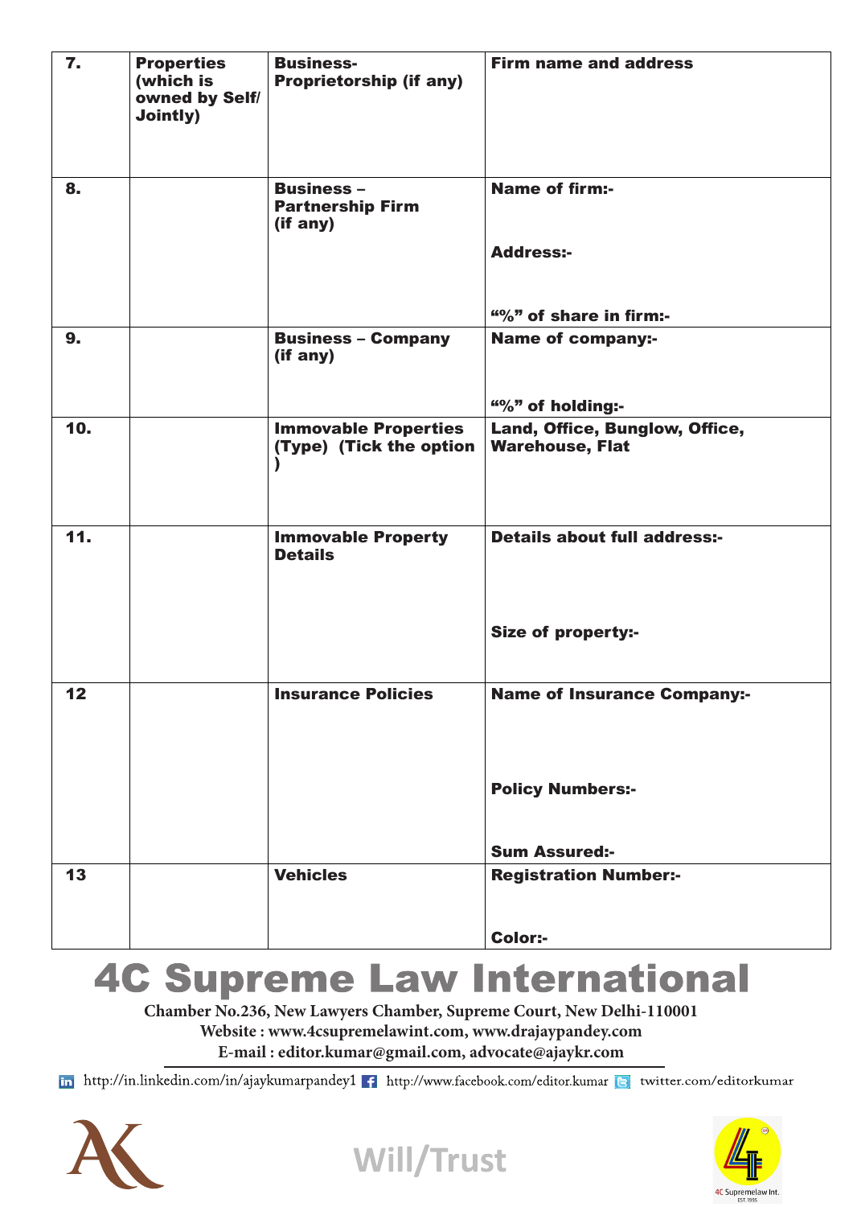| | | | |
|---|---|---|---|
| **7.** | **Properties (which is owned by Self/ Jointly)** | **Business- Proprietorship (if any)** | **Firm name and address** |
| **8.** | | **Business – Partnership Firm (if any)** | **Name of firm:-** <br><br> **Address:-** <br><br> **"%" of share in firm:-** |
| **9.** | | **Business – Company (if any)** | **Name of company:-** <br><br> **"%" of holding:-** |
| **10.** | | **Immovable Properties (Type) (Tick the option )** | **Land, Office, Bunglow, Office, Warehouse, Flat** |
| **11.** | | **Immovable Property Details** | **Details about full address:-** <br><br> **Size of property:-** |
| **12** | | **Insurance Policies** | **Name of Insurance Company:-** <br><br> **Policy Numbers:-** <br><br> **Sum Assured:-** |
| **13** | | **Vehicles** | **Registration Number:-** <br><br> **Color:-** |

# 4C Supreme Law International

Chamber No.236, New Lawyers Chamber, Supreme Court, New Delhi-110001
Website : www.4csupremelawint.com, www.drajaypandey.com
E-mail : editor.kumar@gmail.com, advocate@ajaykr.com

http://in.linkedin.com/in/ajaykumarpandey1 http://www.facebook.com/editor.kumar twitter.com/editorkumar

Will/Trust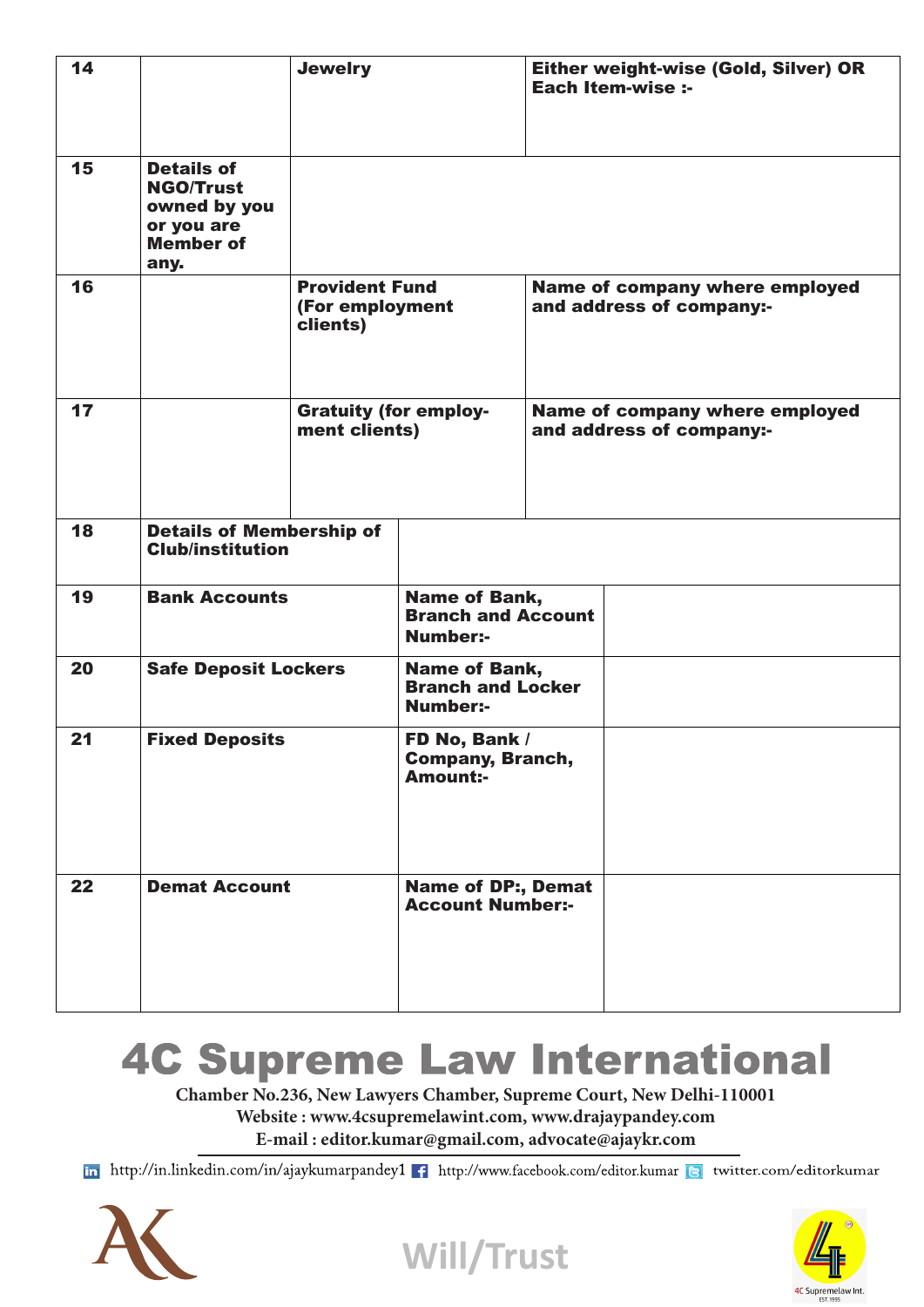| | | | |
|---|---|---|---|
| 14 | | Jewelry | Either weight-wise (Gold, Silver) OR Each Item-wise :- |
| 15 | Details of NGO/Trust owned by you or you are Member of any. | | |
| 16 | | Provident Fund (For employment clients) | Name of company where employed and address of company:- |
| 17 | | Gratuity (for employment clients) | Name of company where employed and address of company:- |
| 18 | Details of Membership of Club/institution | | |
| 19 | Bank Accounts | Name of Bank, Branch and Account Number:- | |
| 20 | Safe Deposit Lockers | Name of Bank, Branch and Locker Number:- | |
| 21 | Fixed Deposits | FD No, Bank / Company, Branch, Amount:- | |
| 22 | Demat Account | Name of DP:, Demat Account Number:- | |

# 4C Supreme Law International

**Chamber No.236, New Lawyers Chamber, Supreme Court, New Delhi-110001**
**Website : www.4csupremelawint.com, www.drajaypandey.com**
**E-mail : editor.kumar@gmail.com, advocate@ajaykr.com**

http://in.linkedin.com/in/ajaykumarpandey1 http://www.facebook.com/editor.kumar twitter.com/editorkumar

Will/Trust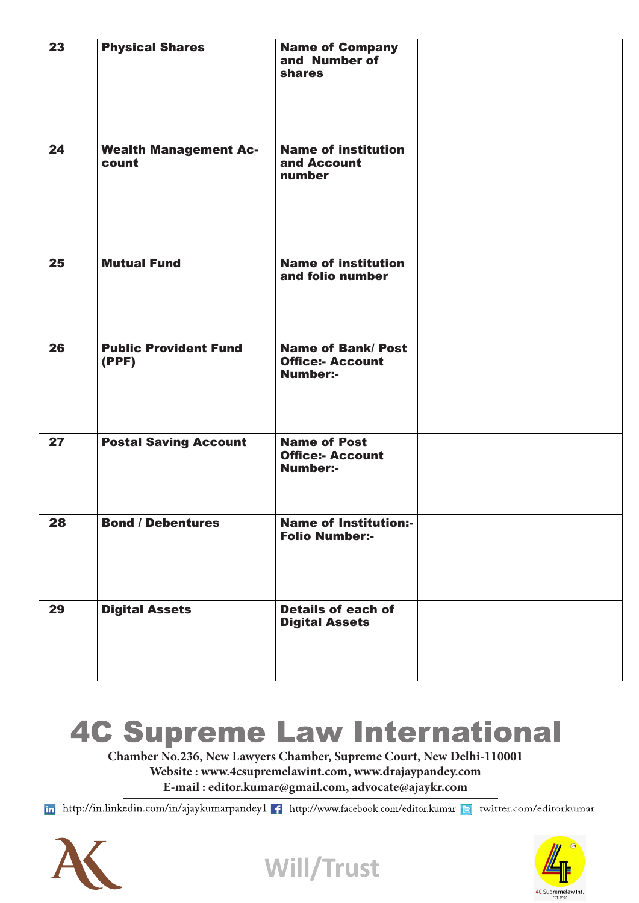| 23 | **Physical Shares** | **Name of Company and Number of shares** | |
|---|---|---|---|
| 24 | **Wealth Management Account** | **Name of institution and Account number** | |
| 25 | **Mutual Fund** | **Name of institution and folio number** | |
| 26 | **Public Provident Fund (PPF)** | **Name of Bank/ Post Office:- Account Number:-** | |
| 27 | **Postal Saving Account** | **Name of Post Office:- Account Number:-** | |
| 28 | **Bond / Debentures** | **Name of Institution:- Folio Number:-** | |
| 29 | **Digital Assets** | **Details of each of Digital Assets** | |

# 4C Supreme Law International

**Chamber No.236, New Lawyers Chamber, Supreme Court, New Delhi-110001**
**Website : www.4csupremelawint.com, www.drajaypandey.com**
**E-mail : editor.kumar@gmail.com, advocate@ajaykr.com**

http://in.linkedin.com/in/ajaykumarpandey1 http://www.facebook.com/editor.kumar twitter.com/editorkumar

Will/Trust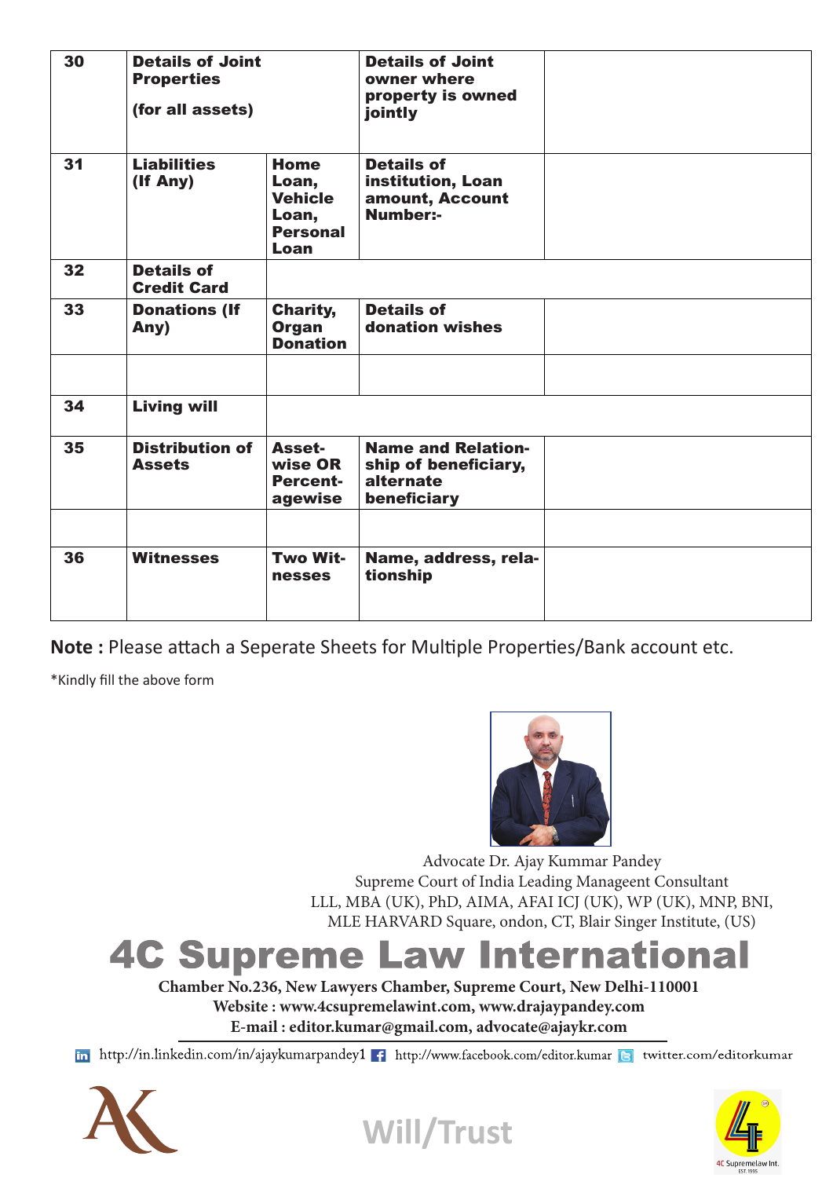| | | | | |
|---|---|---|---|---|
| 30 | Details of Joint Properties (for all assets) | | Details of Joint owner where property is owned jointly | |
| 31 | Liabilities (If Any) | Home Loan, Vehicle Loan, Personal Loan | Details of institution, Loan amount, Account Number:- | |
| 32 | Details of Credit Card | | | |
| 33 | Donations (If Any) | Charity, Organ Donation | Details of donation wishes | |
| | | | | |
| 34 | Living will | | | |
| 35 | Distribution of Assets | Asset-wise OR Percent-agewise | Name and Relation-ship of beneficiary, alternate beneficiary | |
| | | | | |
| 36 | Witnesses | Two Wit-nesses | Name, address, rela-tionship | |

**Note :** Please attach a Seperate Sheets for Multiple Properties/Bank account etc.

*Kindly fill the above form

Advocate Dr. Ajay Kummar Pandey
Supreme Court of India Leading Manageent Consultant
LLL, MBA (UK), PhD, AIMA, AFAI ICJ (UK), WP (UK), MNP, BNI,
MLE HARVARD Square, ondon, CT, Blair Singer Institute, (US)

# 4C Supreme Law International

**Chamber No.236, New Lawyers Chamber, Supreme Court, New Delhi-110001**
**Website : www.4csupremelawint.com, www.drajaypandey.com**
**E-mail : editor.kumar@gmail.com, advocate@ajaykr.com**

http://in.linkedin.com/in/ajaykumarpandey1 http://www.facebook.com/editor.kumar twitter.com/editorkumar

Will/Trust